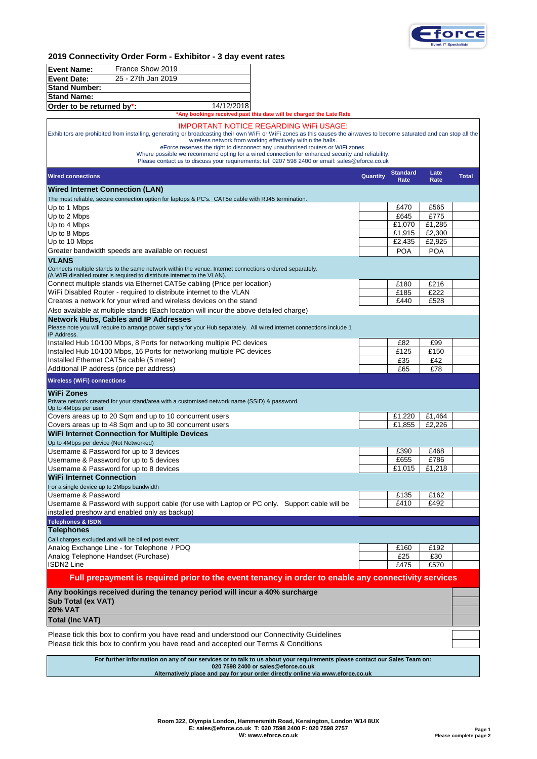## 2019 Connectivity Order Form - Exhibitor - 3 day event rates

| | |
|---|---|
| **Event Name:** | France Show 2019 |
| **Event Date:** | 25 - 27th Jan 2019 |
| **Stand Number:** | |
| **Stand Name:** | |
| **Order to be returned by*:** | 14/12/2018 |

*Any bookings received past this date will be charged the Late Rate

**IMPORTANT NOTICE REGARDING WiFi USAGE:**

Exhibitors are prohibited from installing, generating or broadcasting their own WiFi or WiFi zones as this causes the airwaves to become saturated and can stop all the wireless network from working effectively within the halls.
eForce reserves the right to disconnect any unauthorised routers or WiFi zones.
Where possible we recommend opting for a wired connection for enhanced security and reliability.
Please contact us to discuss your requirements: tel: 0207 598 2400 or email: sales@eforce.co.uk

| Wired connections | Quantity | Standard Rate | Late Rate | Total |
|---|---|---|---|---|
| **Wired Internet Connection (LAN)** | | | | |
| The most reliable, secure connection option for laptops & PC's. CAT5e cable with RJ45 termination. | | | | |
| Up to 1 Mbps | | £470 | £565 | |
| Up to 2 Mbps | | £645 | £775 | |
| Up to 4 Mbps | | £1,070 | £1,285 | |
| Up to 8 Mbps | | £1,915 | £2,300 | |
| Up to 10 Mbps | | £2,435 | £2,925 | |
| Greater bandwidth speeds are available on request | | POA | POA | |
| **VLANS** | | | | |
| Connects multiple stands to the same network within the venue. Internet connections ordered separately. (A WiFi disabled router is required to distribute internet to the VLAN). | | | | |
| Connect multiple stands via Ethernet CAT5e cabling (Price per location) | | £180 | £216 | |
| WiFi Disabled Router - required to distribute internet to the VLAN | | £185 | £222 | |
| Creates a network for your wired and wireless devices on the stand | | £440 | £528 | |
| Also available at multiple stands (Each location will incur the above detailed charge) | | | | |
| **Network Hubs, Cables and IP Addresses** | | | | |
| Please note you will require to arrange power supply for your Hub separately. All wired internet connections include 1 IP Address. | | | | |
| Installed Hub 10/100 Mbps, 8 Ports for networking multiple PC devices | | £82 | £99 | |
| Installed Hub 10/100 Mbps, 16 Ports for networking multiple PC devices | | £125 | £150 | |
| Installed Ethernet CAT5e cable (5 meter) | | £35 | £42 | |
| Additional IP address (price per address) | | £65 | £78 | |
| **Wireless (WiFi) connections** | | | | |
| **WiFi Zones** | | | | |
| Private network created for your stand/area with a customised network name (SSID) & password. Up to 4Mbps per user | | | | |
| Covers areas up to 20 Sqm and up to 10 concurrent users | | £1,220 | £1,464 | |
| Covers areas up to 48 Sqm and up to 30 concurrent users | | £1,855 | £2,226 | |
| **WiFi Internet Connection for Multiple Devices** | | | | |
| Up to 4Mbps per device (Not Networked) | | | | |
| Username & Password for up to 3 devices | | £390 | £468 | |
| Username & Password for up to 5 devices | | £655 | £786 | |
| Username & Password for up to 8 devices | | £1,015 | £1,218 | |
| **WiFi Internet Connection** | | | | |
| For a single device up to 2Mbps bandwidth | | | | |
| Username & Password | | £135 | £162 | |
| Username & Password with support cable (for use with Laptop or PC only. Support cable will be installed preshow and enabled only as backup) | | £410 | £492 | |
| **Telephones & ISDN** | | | | |
| **Telephones** | | | | |
| Call charges excluded and will be billed post event | | | | |
| Analog Exchange Line - for Telephone / PDQ | | £160 | £192 | |
| Analog Telephone Handset (Purchase) | | £25 | £30 | |
| ISDN2 Line | | £475 | £570 | |

**Full prepayment is required prior to the event tenancy in order to enable any connectivity services**

| | |
|---|---|
| **Any bookings received during the tenancy period will incur a 40% surcharge** | |
| **Sub Total (ex VAT)** | |
| **20% VAT** | |
| **Total (Inc VAT)** | |

Please tick this box to confirm you have read and understood our Connectivity Guidelines ☐

Please tick this box to confirm you have read and accepted our Terms & Conditions ☐

**For further information on any of our services or to talk to us about your requirements please contact our Sales Team on: 020 7598 2400 or sales@eforce.co.uk**
**Alternatively place and pay for your order directly online via www.eforce.co.uk**

**Room 322, Olympia London, Hammersmith Road, Kensington, London W14 8UX**
**E: sales@eforce.co.uk T: 020 7598 2400 F: 020 7598 2757**
**W: www.eforce.co.uk**

**Please complete page 2**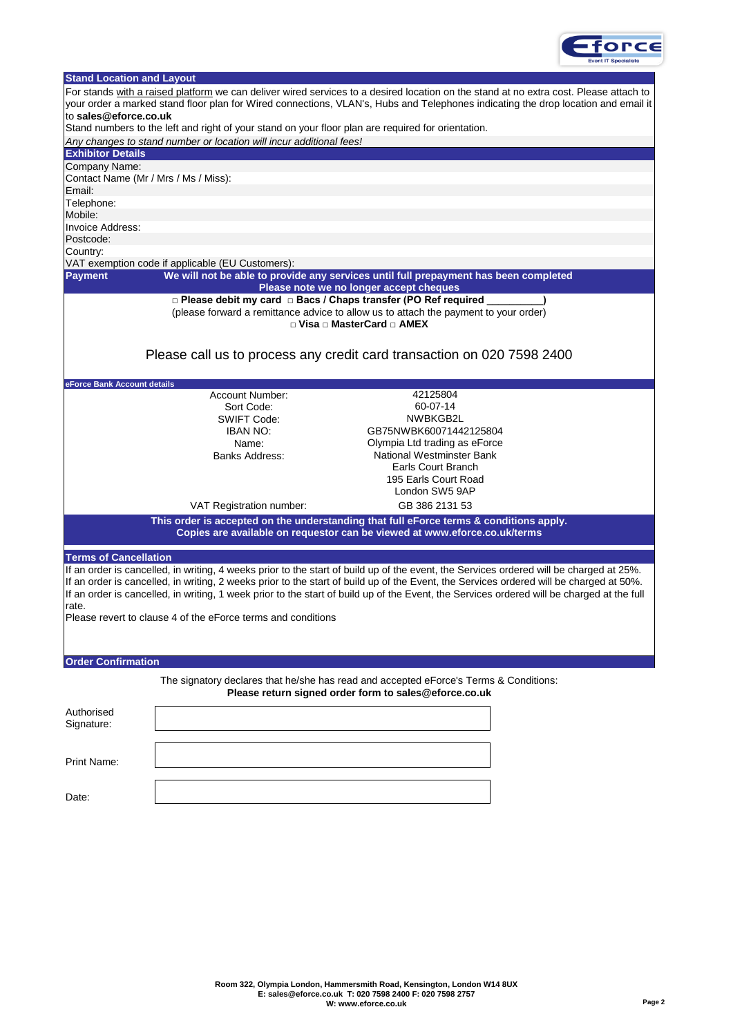## Stand Location and Layout

For stands with a raised platform we can deliver wired services to a desired location on the stand at no extra cost. Please attach to your order a marked stand floor plan for Wired connections, VLAN's, Hubs and Telephones indicating the drop location and email it to **sales@eforce.co.uk**

Stand numbers to the left and right of your stand on your floor plan are required for orientation.

*Any changes to stand number or location will incur additional fees!*

## Exhibitor Details

Company Name:

Contact Name (Mr / Mrs / Ms / Miss):

Email:

Telephone:

Mobile:

Invoice Address:

Postcode:

Country:

VAT exemption code if applicable (EU Customers):

## Payment

**We will not be able to provide any services until full prepayment has been completed**
**Please note we no longer accept cheques**

**□ Please debit my card □ Bacs / Chaps transfer (PO Ref required __________)**

(please forward a remittance advice to allow us to attach the payment to your order)

**□ Visa □ MasterCard □ AMEX**

Please call us to process any credit card transaction on 020 7598 2400

## eForce Bank Account details

| | |
|---|---|
| Account Number: | 42125804 |
| Sort Code: | 60-07-14 |
| SWIFT Code: | NWBKGB2L |
| IBAN NO: | GB75NWBK60071442125804 |
| Name: | Olympia Ltd trading as eForce |
| Banks Address: | National Westminster Bank<br>Earls Court Branch<br>195 Earls Court Road<br>London SW5 9AP |
| VAT Registration number: | GB 386 2131 53 |

**This order is accepted on the understanding that full eForce terms & conditions apply.**
**Copies are available on requestor can be viewed at www.eforce.co.uk/terms**

## Terms of Cancellation

If an order is cancelled, in writing, 4 weeks prior to the start of build up of the event, the Services ordered will be charged at 25%.
If an order is cancelled, in writing, 2 weeks prior to the start of build up of the Event, the Services ordered will be charged at 50%.
If an order is cancelled, in writing, 1 week prior to the start of build up of the Event, the Services ordered will be charged at the full rate.

Please revert to clause 4 of the eForce terms and conditions

## Order Confirmation

The signatory declares that he/she has read and accepted eForce's Terms & Conditions:
**Please return signed order form to sales@eforce.co.uk**

Authorised Signature:

Print Name:

Date:

**Room 322, Olympia London, Hammersmith Road, Kensington, London W14 8UX**
**E: sales@eforce.co.uk T: 020 7598 2400 F: 020 7598 2757**
**W: www.eforce.co.uk**